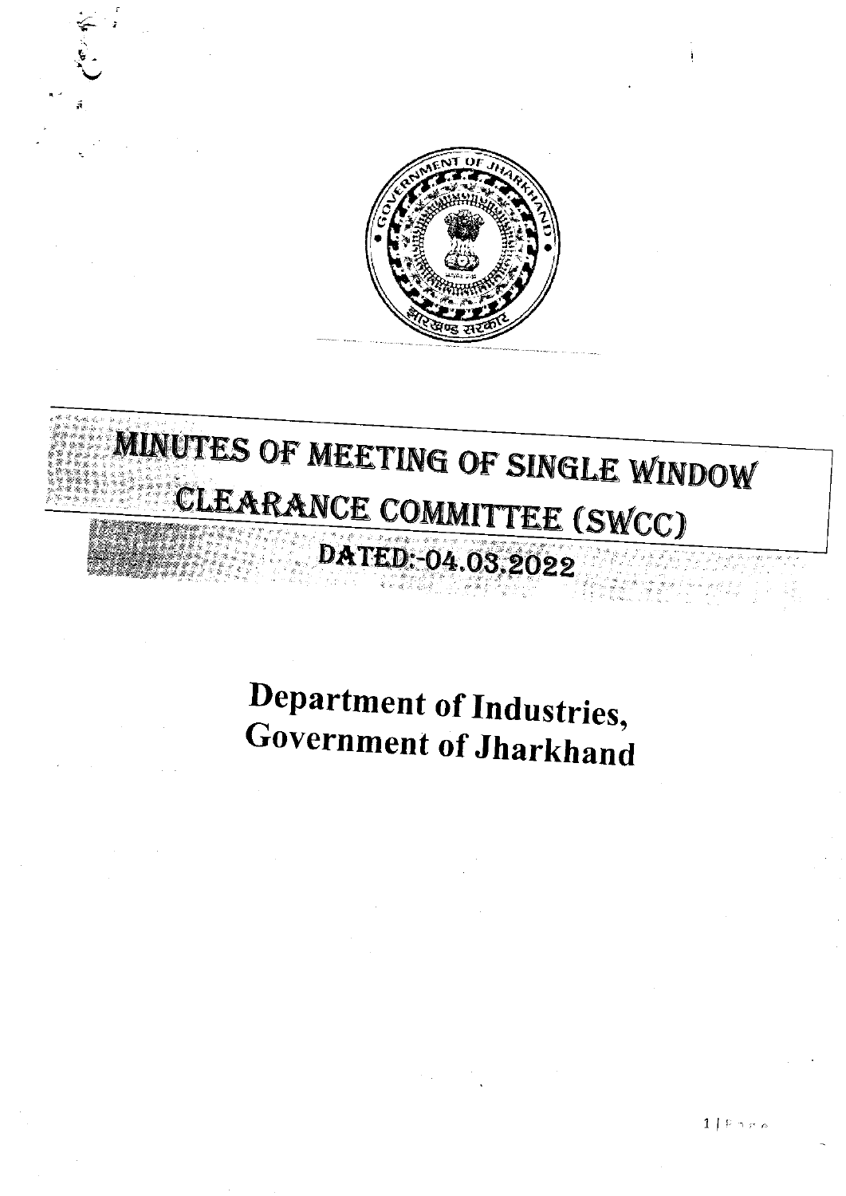# MINUTES OF MEETING OF SINGLE WINDOW CLEARANCE COMMITTEE (SWCC)

## DATED:-04.03.2022

## Department of Industries, Government of Jharkhand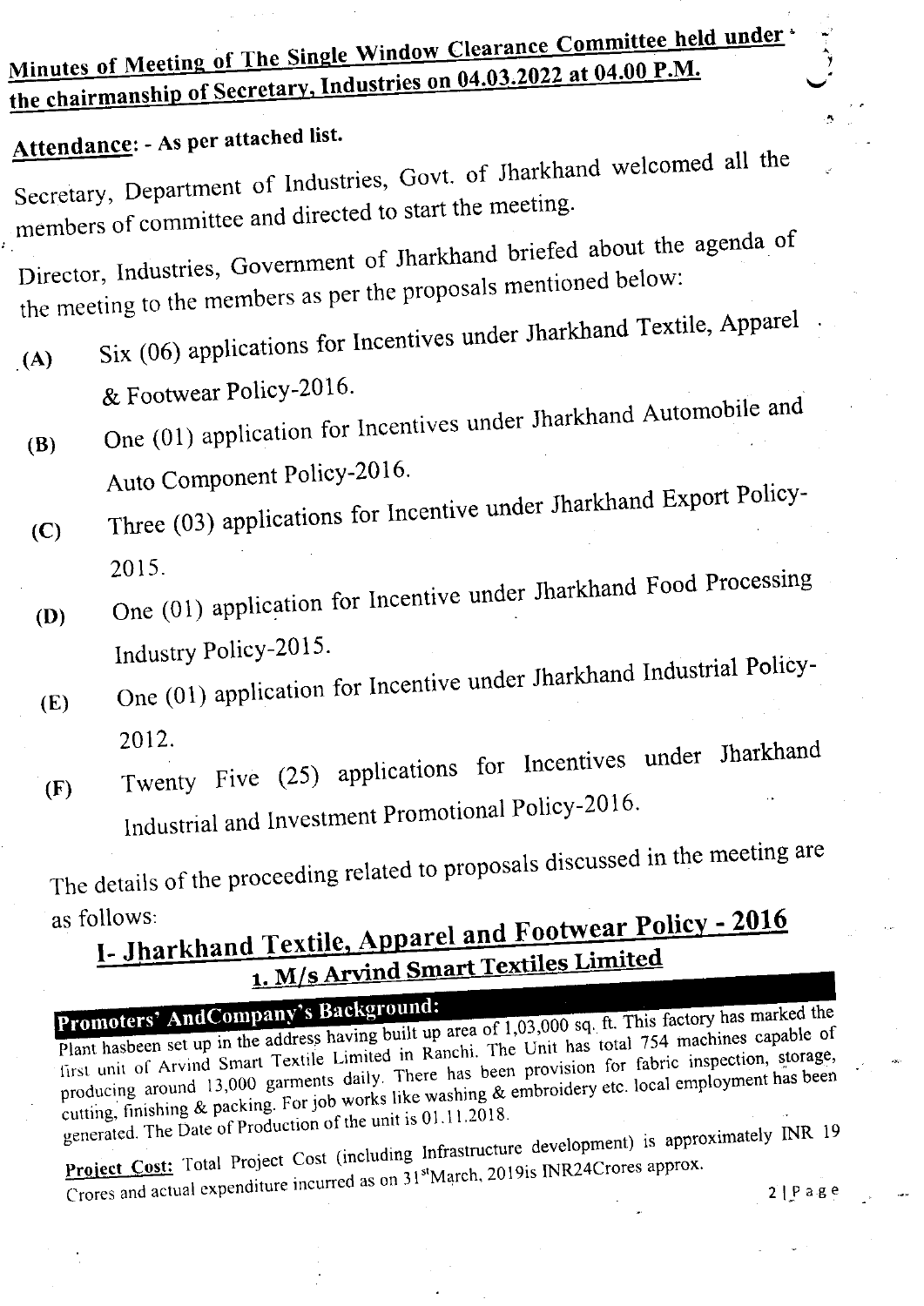**Minutes of Meeting of The Single Window Clearance Committee held under the chairmanship of Secretary, Industries on 04.03.2022 at 04.00 P.M.**

**Attendance**: - As per attached list.

Secretary, Department of Industries, Govt. of Jharkhand welcomed all the members of committee and directed to start the meeting.

Director, Industries, Government of Jharkhand briefed about the agenda of the meeting to the members as per the proposals mentioned below:

- **(A)** Six (06) applications for Incentives under Jharkhand Textile, Apparel & Footwear Policy-2016.
- **(B)** One (01) application for Incentives under Jharkhand Automobile and Auto Component Policy-2016.
- **(C)** Three (03) applications for Incentive under Jharkhand Export Policy-2015.
- **(D)** One (01) application for Incentive under Jharkhand Food Processing Industry Policy-2015.
- **(E)** One (01) application for Incentive under Jharkhand Industrial Policy-2012.
- **(F)** Twenty Five (25) applications for Incentives under Jharkhand Industrial and Investment Promotional Policy-2016.

The details of the proceeding related to proposals discussed in the meeting are as follows:

# I- Jharkhand Textile, Apparel and Footwear Policy - 2016

## 1. M/s Arvind Smart Textiles Limited

**Promoters' AndCompany's Background:**

Plant hasbeen set up in the address having built up area of 1,03,000 sq. ft. This factory has marked the first unit of Arvind Smart Textile Limited in Ranchi. The Unit has total 754 machines capable of producing around 13,000 garments daily. There has been provision for fabric inspection, storage, cutting, finishing & packing. For job works like washing & embroidery etc. local employment has been generated. The Date of Production of the unit is 01.11.2018.

**Project Cost:** Total Project Cost (including Infrastructure development) is approximately INR 19 Crores and actual expenditure incurred as on 31st March, 2019is INR24Crores approx.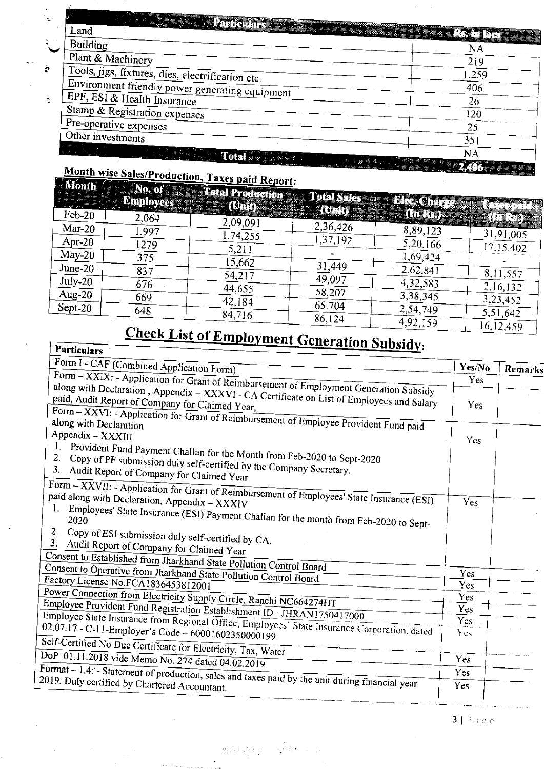| Particulars | Rs. in lacs |
| --- | --- |
| Land | NA |
| Building | 219 |
| Plant & Machinery | 1,259 |
| Tools, jigs, fixtures, dies, electrification etc. | 406 |
| Environment friendly power generating equipment | 26 |
| EPF, ESI & Health Insurance | 120 |
| Stamp & Registration expenses | 25 |
| Pre-operative expenses | 351 |
| Other investments | NA |
| **Total** | **2,406** |

**Month wise Sales/Production, Taxes paid Report:**

| Month | No. of Employees | Total Production (Unit) | Total Sales (Unit) | Elec. Charge (In Rs.) | Taxes paid (In Rs.) |
| --- | --- | --- | --- | --- | --- |
| Feb-20 | 2,064 | 2,09,091 | 2,36,426 | 8,89,123 | 31,91,005 |
| Mar-20 | 1,997 | 1,74,255 | 1,37,192 | 5,20,166 | 17,15,402 |
| Apr-20 | 1279 | 5,211 | - | 1,69,424 | - |
| May-20 | 375 | 15,662 | 31,449 | 2,62,841 | 8,11,557 |
| June-20 | 837 | 54,217 | 49,097 | 4,32,583 | 2,16,132 |
| July-20 | 676 | 44,655 | 58,207 | 3,38,345 | 3,23,452 |
| Aug-20 | 669 | 42,184 | 65.704 | 2,54,749 | 5,51,642 |
| Sept-20 | 648 | 84,716 | 86,124 | 4,92,159 | 16,12,459 |

## Check List of Employment Generation Subsidy:

| Particulars | Yes/No | Remarks |
| --- | --- | --- |
| Form I - CAF (Combined Application Form) | Yes | |
| Form – XXIX: - Application for Grant of Reimbursement of Employment Generation Subsidy along with Declaration , Appendix – XXXVI - CA Certificate on List of Employees and Salary paid, Audit Report of Company for Claimed Year, | Yes | |
| Form – XXVI: - Application for Grant of Reimbursement of Employee Provident Fund paid along with Declaration<br>Appendix – XXXIII<br>1. Provident Fund Payment Challan for the Month from Feb-2020 to Sept-2020<br>2. Copy of PF submission duly self-certified by the Company Secretary.<br>3. Audit Report of Company for Claimed Year | Yes | |
| Form – XXVII: - Application for Grant of Reimbursement of Employees' State Insurance (ESI) paid along with Declaration, Appendix – XXXIV<br>1. Employees' State Insurance (ESI) Payment Challan for the month from Feb-2020 to Sept-2020<br>2. Copy of ESI submission duly self-certified by CA.<br>3. Audit Report of Company for Claimed Year | Yes | |
| Consent to Established from Jharkhand State Pollution Control Board | Yes | |
| Consent to Operative from Jharkhand State Pollution Control Board | Yes | |
| Factory License No.FCA1836453812001 | Yes | |
| Power Connection from Electricity Supply Circle, Ranchi NC664274HT | Yes | |
| Employee Provident Fund Registration Establishment ID : JHRAN1750417000 | Yes | |
| Employee State Insurance from Regional Office, Employees' State Insurance Corporation, dated 02.07.17 - C-11-Employer's Code – 60001602350000199 | Yes | |
| Self-Certified No Due Certificate for Electricity, Tax, Water | Yes | |
| DoP 01.11.2018 vide Memo No. 274 dated 04.02.2019 | Yes | |
| Format – 1.4: - Statement of production, sales and taxes paid by the unit during financial year 2019. Duly certified by Chartered Accountant. | Yes | |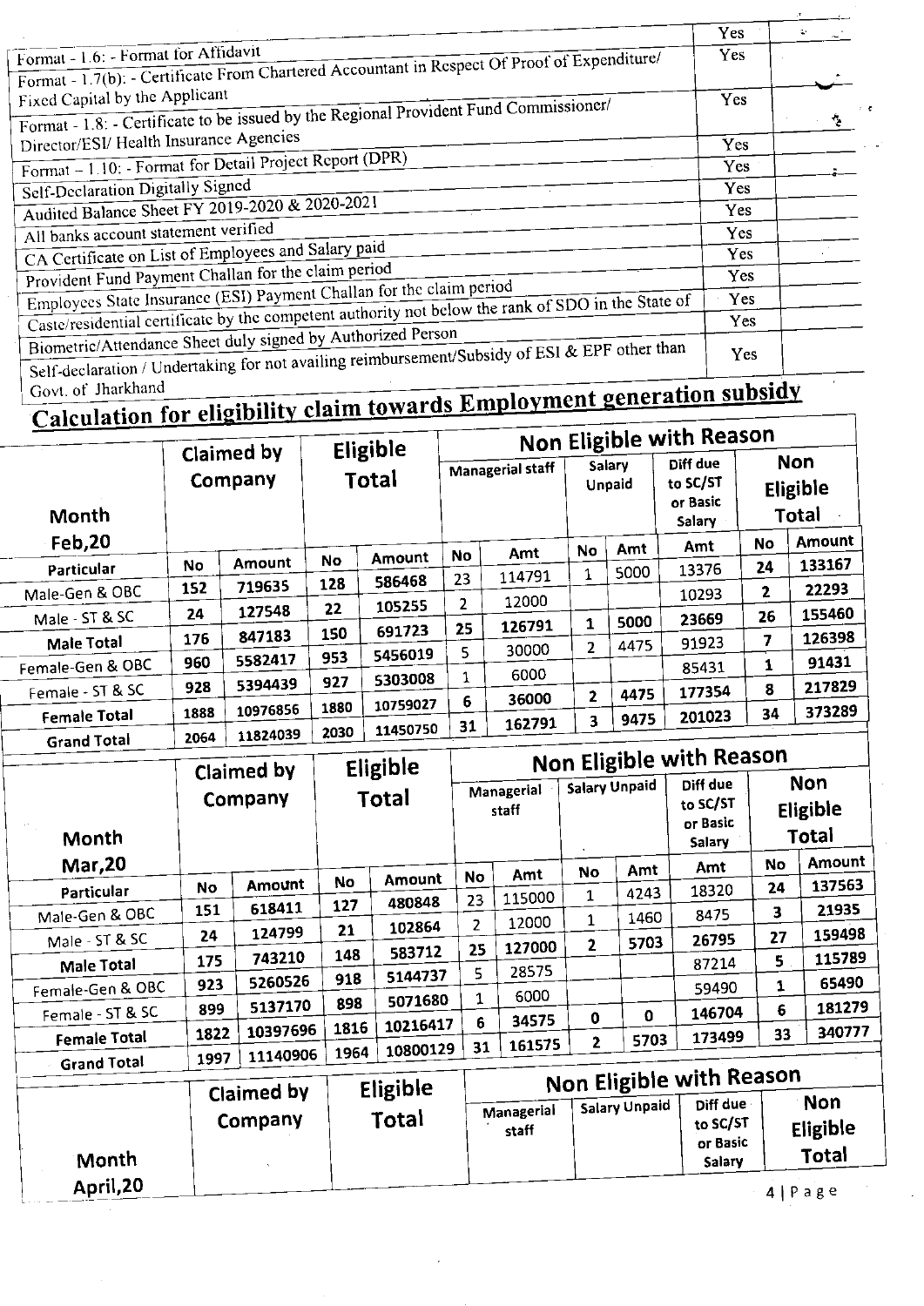| | | |
|---|---|---|
| | Yes | |
| Format - 1.6: - Format for Affidavit | Yes | |
| Format - 1.7(b): - Certificate From Chartered Accountant in Respect Of Proof of Expenditure/ Fixed Capital by the Applicant | Yes | |
| Format - 1.8: - Certificate to be issued by the Regional Provident Fund Commissioner/ Director/ESI/ Health Insurance Agencies | Yes | |
| Format – 1.10: - Format for Detail Project Report (DPR) | Yes | |
| Self-Declaration Digitally Signed | Yes | |
| Audited Balance Sheet FY 2019-2020 & 2020-2021 | Yes | |
| All banks account statement verified | Yes | |
| CA Certificate on List of Employees and Salary paid | Yes | |
| Provident Fund Payment Challan for the claim period | Yes | |
| Employees State Insurance (ESI) Payment Challan for the claim period | Yes | |
| Caste/residential certificate by the competent authority not below the rank of SDO in the State of | Yes | |
| Biometric/Attendance Sheet duly signed by Authorized Person | Yes | |
| Self-declaration / Undertaking for not availing reimbursement/Subsidy of ESI & EPF other than Govt. of Jharkhand | Yes | |

## Calculation for eligibility claim towards Employment generation subsidy

| Month Feb,20 | Claimed by Company | | Eligible Total | | Non Eligible with Reason | | | | | | | |
|---|---|---|---|---|---|---|---|---|---|---|---|
| | | | | | Managerial staff | | Salary Unpaid | | Diff due to SC/ST or Basic Salary | Non Eligible Total | |
| Particular | No | Amount | No | Amount | No | Amt | No | Amt | Amt | No | Amount |
| Male-Gen & OBC | 152 | 719635 | 128 | 586468 | 23 | 114791 | 1 | 5000 | 13376 | 24 | 133167 |
| Male - ST & SC | 24 | 127548 | 22 | 105255 | 2 | 12000 | | | 10293 | 2 | 22293 |
| **Male Total** | 176 | 847183 | 150 | 691723 | 25 | 126791 | 1 | 5000 | 23669 | 26 | 155460 |
| Female-Gen & OBC | 960 | 5582417 | 953 | 5456019 | 5 | 30000 | 2 | 4475 | 91923 | 7 | 126398 |
| Female - ST & SC | 928 | 5394439 | 927 | 5303008 | 1 | 6000 | | | 85431 | 1 | 91431 |
| **Female Total** | 1888 | 10976856 | 1880 | 10759027 | 6 | 36000 | 2 | 4475 | 177354 | 8 | 217829 |
| **Grand Total** | 2064 | 11824039 | 2030 | 11450750 | 31 | 162791 | 3 | 9475 | 201023 | 34 | 373289 |

| Month Mar,20 | Claimed by Company | | Eligible Total | | Non Eligible with Reason | | | | | | |
|---|---|---|---|---|---|---|---|---|---|---|---|
| | | | | | Managerial staff | | Salary Unpaid | | Diff due to SC/ST or Basic Salary | Non Eligible Total | |
| Particular | No | Amount | No | Amount | No | Amt | No | Amt | Amt | No | Amount |
| Male-Gen & OBC | 151 | 618411 | 127 | 480848 | 23 | 115000 | 1 | 4243 | 18320 | 24 | 137563 |
| Male - ST & SC | 24 | 124799 | 21 | 102864 | 2 | 12000 | 1 | 1460 | 8475 | 3 | 21935 |
| **Male Total** | 175 | 743210 | 148 | 583712 | 25 | 127000 | 2 | 5703 | 26795 | 27 | 159498 |
| Female-Gen & OBC | 923 | 5260526 | 918 | 5144737 | 5 | 28575 | | | 87214 | 5 | 115789 |
| Female - ST & SC | 899 | 5137170 | 898 | 5071680 | 1 | 6000 | | | 59490 | 1 | 65490 |
| **Female Total** | 1822 | 10397696 | 1816 | 10216417 | 6 | 34575 | 0 | 0 | 146704 | 6 | 181279 |
| **Grand Total** | 1997 | 11140906 | 1964 | 10800129 | 31 | 161575 | 2 | 5703 | 173499 | 33 | 340777 |

| Month April,20 | Claimed by Company | Eligible Total | Non Eligible with Reason | | | |
|---|---|---|---|---|---|---|
| | | | Managerial staff | Salary Unpaid | Diff due to SC/ST or Basic Salary | Non Eligible Total |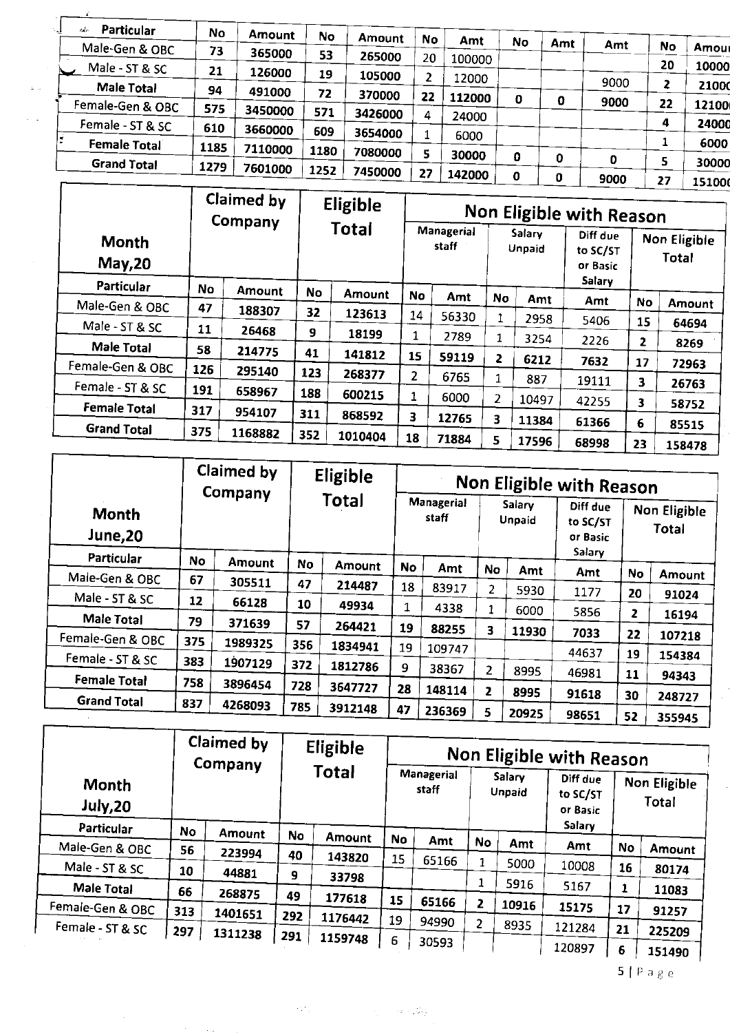| Particular | No | Amount | No | Amount | No | Amt | No | Amt | Amt | No | Amount |
|---|---|---|---|---|---|---|---|---|---|---|---|
| Male-Gen & OBC | 73 | 365000 | 53 | 265000 | 20 | 100000 | | | | 20 | 100000 |
| Male - ST & SC | 21 | 126000 | 19 | 105000 | 2 | 12000 | | | 9000 | 2 | 21000 |
| **Male Total** | 94 | 491000 | 72 | 370000 | 22 | 112000 | 0 | 0 | 9000 | 22 | 121000 |
| Female-Gen & OBC | 575 | 3450000 | 571 | 3426000 | 4 | 24000 | | | | 4 | 24000 |
| Female - ST & SC | 610 | 3660000 | 609 | 3654000 | 1 | 6000 | | | | 1 | 6000 |
| **Female Total** | 1185 | 7110000 | 1180 | 7080000 | 5 | 30000 | 0 | 0 | 0 | 5 | 30000 |
| **Grand Total** | 1279 | 7601000 | 1252 | 7450000 | 27 | 142000 | 0 | 0 | 9000 | 27 | 151000 |

| **Month May,20** | **Claimed by Company** | | **Eligible Total** | | **Non Eligible with Reason** | | | | | | |
|---|---|---|---|---|---|---|---|---|---|---|---|
| | | | | | Managerial staff | | Salary Unpaid | | Diff due to SC/ST or Basic Salary | Non Eligible Total | |
| **Particular** | No | Amount | No | Amount | No | Amt | No | Amt | Amt | No | Amount |
| Male-Gen & OBC | 47 | 188307 | 32 | 123613 | 14 | 56330 | 1 | 2958 | 5406 | 15 | 64694 |
| Male - ST & SC | 11 | 26468 | 9 | 18199 | 1 | 2789 | 1 | 3254 | 2226 | 2 | 8269 |
| **Male Total** | 58 | 214775 | 41 | 141812 | 15 | 59119 | 2 | 6212 | 7632 | 17 | 72963 |
| Female-Gen & OBC | 126 | 295140 | 123 | 268377 | 2 | 6765 | 1 | 887 | 19111 | 3 | 26763 |
| Female - ST & SC | 191 | 658967 | 188 | 600215 | 1 | 6000 | 2 | 10497 | 42255 | 3 | 58752 |
| **Female Total** | 317 | 954107 | 311 | 868592 | 3 | 12765 | 3 | 11384 | 61366 | 6 | 85515 |
| **Grand Total** | 375 | 1168882 | 352 | 1010404 | 18 | 71884 | 5 | 17596 | 68998 | 23 | 158478 |

| **Month June,20** | **Claimed by Company** | | **Eligible Total** | | **Non Eligible with Reason** | | | | | | |
|---|---|---|---|---|---|---|---|---|---|---|---|
| | | | | | Managerial staff | | Salary Unpaid | | Diff due to SC/ST or Basic Salary | Non Eligible Total | |
| **Particular** | No | Amount | No | Amount | No | Amt | No | Amt | Amt | No | Amount |
| Male-Gen & OBC | 67 | 305511 | 47 | 214487 | 18 | 83917 | 2 | 5930 | 1177 | 20 | 91024 |
| Male - ST & SC | 12 | 66128 | 10 | 49934 | 1 | 4338 | 1 | 6000 | 5856 | 2 | 16194 |
| **Male Total** | 79 | 371639 | 57 | 264421 | 19 | 88255 | 3 | 11930 | 7033 | 22 | 107218 |
| Female-Gen & OBC | 375 | 1989325 | 356 | 1834941 | 19 | 109747 | | | 44637 | 19 | 154384 |
| Female - ST & SC | 383 | 1907129 | 372 | 1812786 | 9 | 38367 | 2 | 8995 | 46981 | 11 | 94343 |
| **Female Total** | 758 | 3896454 | 728 | 3647727 | 28 | 148114 | 2 | 8995 | 91618 | 30 | 248727 |
| **Grand Total** | 837 | 4268093 | 785 | 3912148 | 47 | 236369 | 5 | 20925 | 98651 | 52 | 355945 |

| **Month July,20** | **Claimed by Company** | | **Eligible Total** | | **Non Eligible with Reason** | | | | | | |
|---|---|---|---|---|---|---|---|---|---|---|---|
| | | | | | Managerial staff | | Salary Unpaid | | Diff due to SC/ST or Basic Salary | Non Eligible Total | |
| **Particular** | No | Amount | No | Amount | No | Amt | No | Amt | Amt | No | Amount |
| Male-Gen & OBC | 56 | 223994 | 40 | 143820 | 15 | 65166 | 1 | 5000 | 10008 | 16 | 80174 |
| Male - ST & SC | 10 | 44881 | 9 | 33798 | | | 1 | 5916 | 5167 | 1 | 11083 |
| **Male Total** | 66 | 268875 | 49 | 177618 | 15 | 65166 | 2 | 10916 | 15175 | 17 | 91257 |
| Female-Gen & OBC | 313 | 1401651 | 292 | 1176442 | 19 | 94990 | 2 | 8935 | 121284 | 21 | 225209 |
| Female - ST & SC | 297 | 1311238 | 291 | 1159748 | 6 | 30593 | | | 120897 | 6 | 151490 |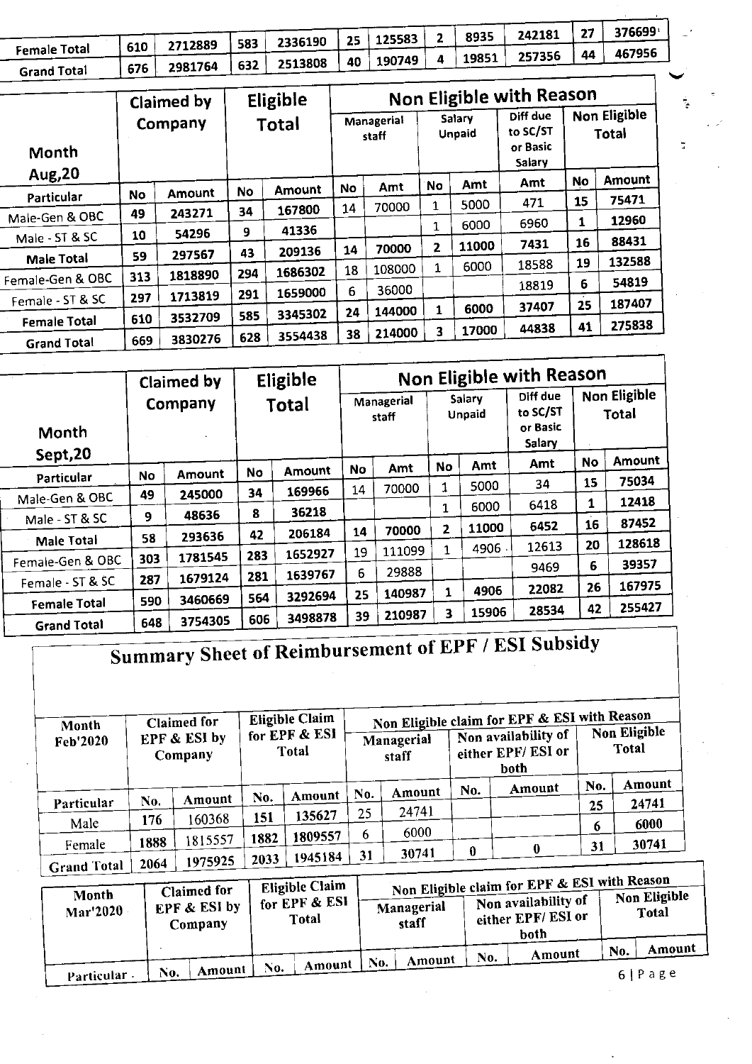| Female Total | 610 | 2712889 | 583 | 2336190 | 25 | 125583 | 2 | 8935 | 242181 | 27 | 376699 |
|---|---|---|---|---|---|---|---|---|---|---|---|
| Grand Total | 676 | 2981764 | 632 | 2513808 | 40 | 190749 | 4 | 19851 | 257356 | 44 | 467956 |

| Month Aug,20 | Claimed by Company | | Eligible Total | | Non Eligible with Reason | | | | | | |
|---|---|---|---|---|---|---|---|---|---|---|---|
| | | | | | Managerial staff | | Salary Unpaid | | Diff due to SC/ST or Basic Salary | Non Eligible Total | |
| Particular | No | Amount | No | Amount | No | Amt | No | Amt | Amt | No | Amount |
| Male-Gen & OBC | 49 | 243271 | 34 | 167800 | 14 | 70000 | 1 | 5000 | 471 | 15 | 75471 |
| Male - ST & SC | 10 | 54296 | 9 | 41336 | | | 1 | 6000 | 6960 | 1 | 12960 |
| Male Total | 59 | 297567 | 43 | 209136 | 14 | 70000 | 2 | 11000 | 7431 | 16 | 88431 |
| Female-Gen & OBC | 313 | 1818890 | 294 | 1686302 | 18 | 108000 | 1 | 6000 | 18588 | 19 | 132588 |
| Female - ST & SC | 297 | 1713819 | 291 | 1659000 | 6 | 36000 | | | 18819 | 6 | 54819 |
| Female Total | 610 | 3532709 | 585 | 3345302 | 24 | 144000 | 1 | 6000 | 37407 | 25 | 187407 |
| Grand Total | 669 | 3830276 | 628 | 3554438 | 38 | 214000 | 3 | 17000 | 44838 | 41 | 275838 |

| Month Sept,20 | Claimed by Company | | Eligible Total | | Non Eligible with Reason | | | | | | |
|---|---|---|---|---|---|---|---|---|---|---|---|
| | | | | | Managerial staff | | Salary Unpaid | | Diff due to SC/ST or Basic Salary | Non Eligible Total | |
| Particular | No | Amount | No | Amount | No | Amt | No | Amt | Amt | No | Amount |
| Male-Gen & OBC | 49 | 245000 | 34 | 169966 | 14 | 70000 | 1 | 5000 | 34 | 15 | 75034 |
| Male - ST & SC | 9 | 48636 | 8 | 36218 | | | 1 | 6000 | 6418 | 1 | 12418 |
| Male Total | 58 | 293636 | 42 | 206184 | 14 | 70000 | 2 | 11000 | 6452 | 16 | 87452 |
| Female-Gen & OBC | 303 | 1781545 | 283 | 1652927 | 19 | 111099 | 1 | 4906 | 12613 | 20 | 128618 |
| Female - ST & SC | 287 | 1679124 | 281 | 1639767 | 6 | 29888 | | | 9469 | 6 | 39357 |
| Female Total | 590 | 3460669 | 564 | 3292694 | 25 | 140987 | 1 | 4906 | 22082 | 26 | 167975 |
| Grand Total | 648 | 3754305 | 606 | 3498878 | 39 | 210987 | 3 | 15906 | 28534 | 42 | 255427 |

# Summary Sheet of Reimbursement of EPF / ESI Subsidy

| Month Feb'2020 | Claimed for EPF & ESI by Company | | Eligible Claim for EPF & ESI Total | | Non Eligible claim for EPF & ESI with Reason | | | | | |
|---|---|---|---|---|---|---|---|---|---|---|
| | | | | | Managerial staff | | Non availability of either EPF/ ESI or both | | Non Eligible Total | |
| Particular | No. | Amount | No. | Amount | No. | Amount | No. | Amount | No. | Amount |
| Male | 176 | 160368 | 151 | 135627 | 25 | 24741 | | | 25 | 24741 |
| Female | 1888 | 1815557 | 1882 | 1809557 | 6 | 6000 | | | 6 | 6000 |
| Grand Total | 2064 | 1975925 | 2033 | 1945184 | 31 | 30741 | 0 | 0 | 31 | 30741 |

| Month Mar'2020 | Claimed for EPF & ESI by Company | | Eligible Claim for EPF & ESI Total | | Non Eligible claim for EPF & ESI with Reason | | | | | |
|---|---|---|---|---|---|---|---|---|---|---|
| | | | | | Managerial staff | | Non availability of either EPF/ ESI or both | | Non Eligible Total | |
| Particular | No. | Amount | No. | Amount | No. | Amount | No. | Amount | No. | Amount |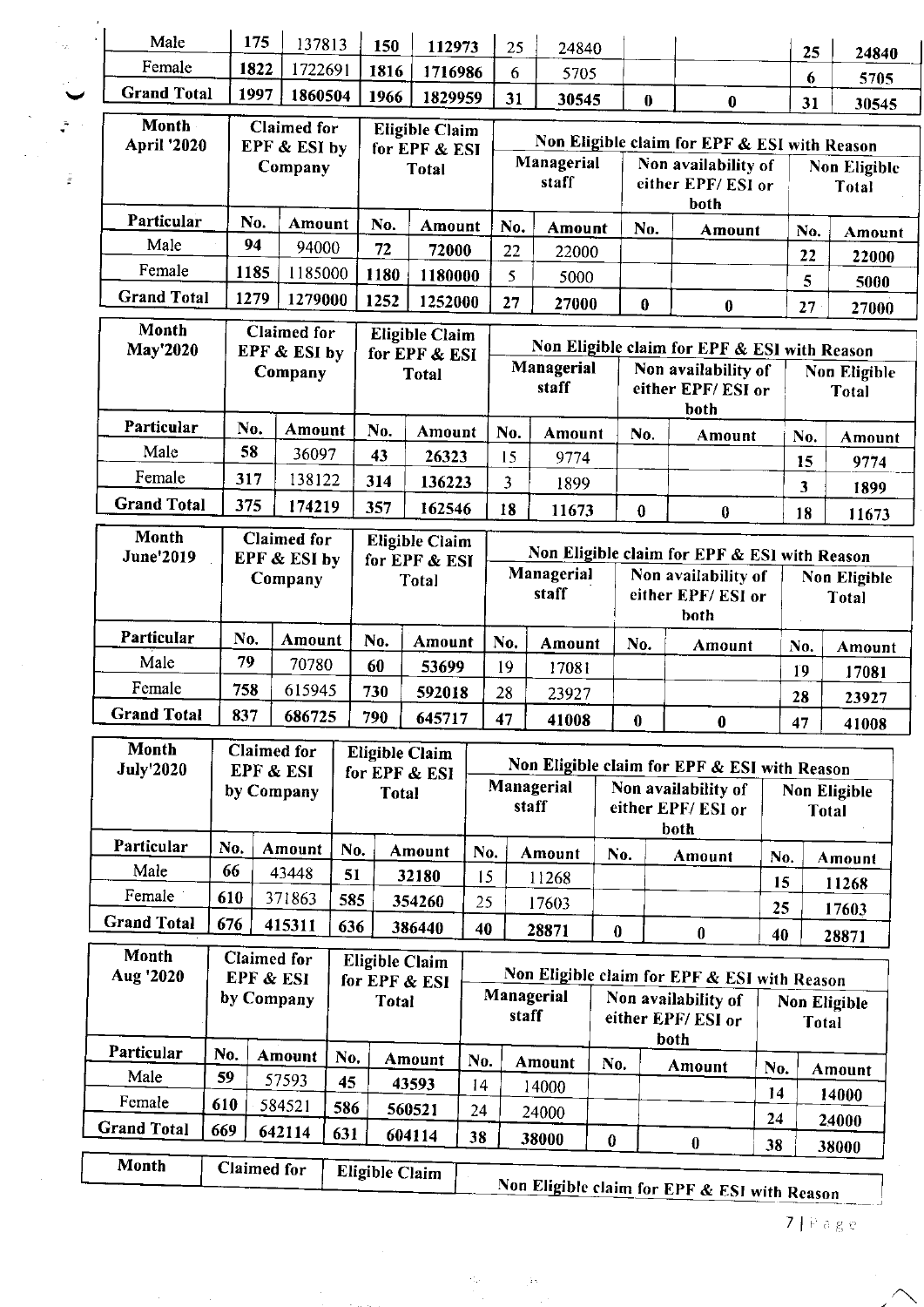| Particular | No. | Amount | No. | Amount | No. | Amount | No. | Amount | No. | Amount |
|---|---|---|---|---|---|---|---|---|---|---|
| Male | 175 | 137813 | 150 | 112973 | 25 | 24840 | | | 25 | 24840 |
| Female | 1822 | 1722691 | 1816 | 1716986 | 6 | 5705 | | | 6 | 5705 |
| Grand Total | 1997 | 1860504 | 1966 | 1829959 | 31 | 30545 | 0 | 0 | 31 | 30545 |

| Month April '2020 | Claimed for EPF & ESI by Company | | Eligible Claim for EPF & ESI Total | | Non Eligible claim for EPF & ESI with Reason | | | | | |
|---|---|---|---|---|---|---|---|---|---|---|
| | | | | | Managerial staff | | Non availability of either EPF/ ESI or both | | Non Eligible Total | |
| Particular | No. | Amount | No. | Amount | No. | Amount | No. | Amount | No. | Amount |
| Male | 94 | 94000 | 72 | 72000 | 22 | 22000 | | | 22 | 22000 |
| Female | 1185 | 1185000 | 1180 | 1180000 | 5 | 5000 | | | 5 | 5000 |
| Grand Total | 1279 | 1279000 | 1252 | 1252000 | 27 | 27000 | 0 | 0 | 27 | 27000 |

| Month May'2020 | Claimed for EPF & ESI by Company | | Eligible Claim for EPF & ESI Total | | Non Eligible claim for EPF & ESI with Reason | | | | | |
|---|---|---|---|---|---|---|---|---|---|---|
| | | | | | Managerial staff | | Non availability of either EPF/ ESI or both | | Non Eligible Total | |
| Particular | No. | Amount | No. | Amount | No. | Amount | No. | Amount | No. | Amount |
| Male | 58 | 36097 | 43 | 26323 | 15 | 9774 | | | 15 | 9774 |
| Female | 317 | 138122 | 314 | 136223 | 3 | 1899 | | | 3 | 1899 |
| Grand Total | 375 | 174219 | 357 | 162546 | 18 | 11673 | 0 | 0 | 18 | 11673 |

| Month June'2019 | Claimed for EPF & ESI by Company | | Eligible Claim for EPF & ESI Total | | Non Eligible claim for EPF & ESI with Reason | | | | | |
|---|---|---|---|---|---|---|---|---|---|---|
| | | | | | Managerial staff | | Non availability of either EPF/ ESI or both | | Non Eligible Total | |
| Particular | No. | Amount | No. | Amount | No. | Amount | No. | Amount | No. | Amount |
| Male | 79 | 70780 | 60 | 53699 | 19 | 17081 | | | 19 | 17081 |
| Female | 758 | 615945 | 730 | 592018 | 28 | 23927 | | | 28 | 23927 |
| Grand Total | 837 | 686725 | 790 | 645717 | 47 | 41008 | 0 | 0 | 47 | 41008 |

| Month July'2020 | Claimed for EPF & ESI by Company | | Eligible Claim for EPF & ESI Total | | Non Eligible claim for EPF & ESI with Reason | | | | | |
|---|---|---|---|---|---|---|---|---|---|---|
| | | | | | Managerial staff | | Non availability of either EPF/ ESI or both | | Non Eligible Total | |
| Particular | No. | Amount | No. | Amount | No. | Amount | No. | Amount | No. | Amount |
| Male | 66 | 43448 | 51 | 32180 | 15 | 11268 | | | 15 | 11268 |
| Female | 610 | 371863 | 585 | 354260 | 25 | 17603 | | | 25 | 17603 |
| Grand Total | 676 | 415311 | 636 | 386440 | 40 | 28871 | 0 | 0 | 40 | 28871 |

| Month Aug '2020 | Claimed for EPF & ESI by Company | | Eligible Claim for EPF & ESI Total | | Non Eligible claim for EPF & ESI with Reason | | | | | |
|---|---|---|---|---|---|---|---|---|---|---|
| | | | | | Managerial staff | | Non availability of either EPF/ ESI or both | | Non Eligible Total | |
| Particular | No. | Amount | No. | Amount | No. | Amount | No. | Amount | No. | Amount |
| Male | 59 | 57593 | 45 | 43593 | 14 | 14000 | | | 14 | 14000 |
| Female | 610 | 584521 | 586 | 560521 | 24 | 24000 | | | 24 | 24000 |
| Grand Total | 669 | 642114 | 631 | 604114 | 38 | 38000 | 0 | 0 | 38 | 38000 |

| Month | Claimed for | Eligible Claim | Non Eligible claim for EPF & ESI with Reason |
|---|---|---|---|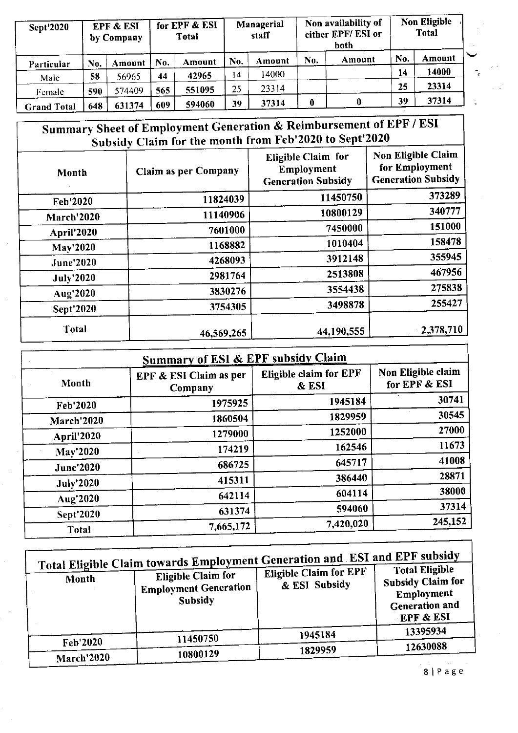| Sept'2020 | EPF & ESI by Company | | for EPF & ESI Total | | Managerial staff | | Non availability of either EPF/ ESI or both | | Non Eligible Total | |
|---|---|---|---|---|---|---|---|---|---|---|
| Particular | No. | Amount | No. | Amount | No. | Amount | No. | Amount | No. | Amount |
| Male | 58 | 56965 | 44 | 42965 | 14 | 14000 | | | 14 | 14000 |
| Female | 590 | 574409 | 565 | 551095 | 25 | 23314 | | | 25 | 23314 |
| **Grand Total** | **648** | **631374** | **609** | **594060** | **39** | **37314** | **0** | **0** | **39** | **37314** |

## Summary Sheet of Employment Generation & Reimbursement of EPF / ESI Subsidy Claim for the month from Feb'2020 to Sept'2020

| Month | Claim as per Company | Eligible Claim for Employment Generation Subsidy | Non Eligible Claim for Employment Generation Subsidy |
|---|---|---|---|
| Feb'2020 | 11824039 | 11450750 | 373289 |
| March'2020 | 11140906 | 10800129 | 340777 |
| April'2020 | 7601000 | 7450000 | 151000 |
| May'2020 | 1168882 | 1010404 | 158478 |
| June'2020 | 4268093 | 3912148 | 355945 |
| July'2020 | 2981764 | 2513808 | 467956 |
| Aug'2020 | 3830276 | 3554438 | 275838 |
| Sept'2020 | 3754305 | 3498878 | 255427 |
| Total | 46,569,265 | 44,190,555 | 2,378,710 |

## Summary of ESI & EPF subsidy Claim

| Month | EPF & ESI Claim as per Company | Eligible claim for EPF & ESI | Non Eligible claim for EPF & ESI |
|---|---|---|---|
| Feb'2020 | 1975925 | 1945184 | 30741 |
| March'2020 | 1860504 | 1829959 | 30545 |
| April'2020 | 1279000 | 1252000 | 27000 |
| May'2020 | 174219 | 162546 | 11673 |
| June'2020 | 686725 | 645717 | 41008 |
| July'2020 | 415311 | 386440 | 28871 |
| Aug'2020 | 642114 | 604114 | 38000 |
| Sept'2020 | 631374 | 594060 | 37314 |
| Total | 7,665,172 | 7,420,020 | 245,152 |

## Total Eligible Claim towards Employment Generation and ESI and EPF subsidy

| Month | Eligible Claim for Employment Generation Subsidy | Eligible Claim for EPF & ESI Subsidy | Total Eligible Subsidy Claim for Employment Generation and EPF & ESI |
|---|---|---|---|
| Feb'2020 | 11450750 | 1945184 | 13395934 |
| March'2020 | 10800129 | 1829959 | 12630088 |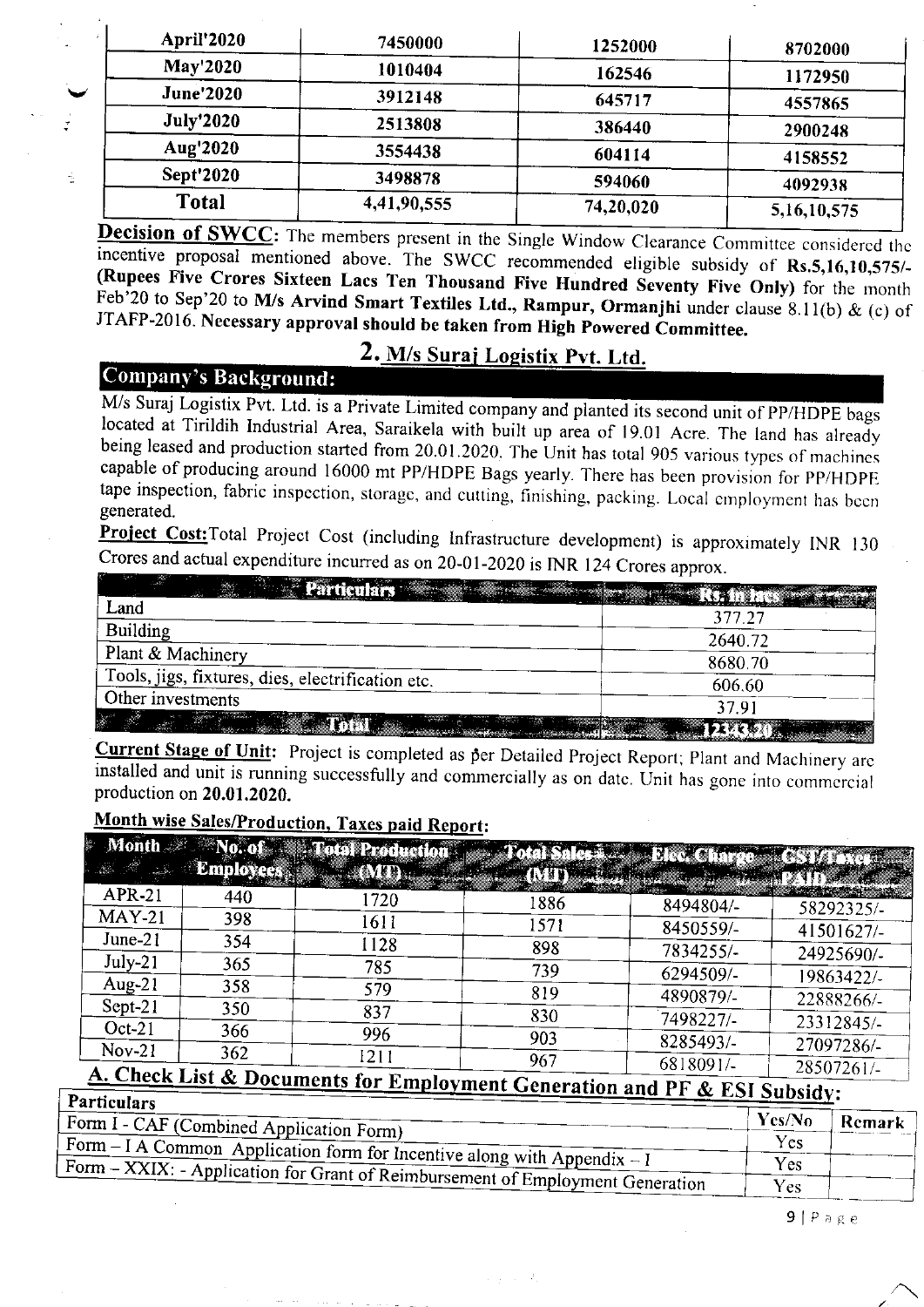| April'2020 | 7450000 | 1252000 | 8702000 |
|---|---|---|---|
| May'2020 | 1010404 | 162546 | 1172950 |
| June'2020 | 3912148 | 645717 | 4557865 |
| July'2020 | 2513808 | 386440 | 2900248 |
| Aug'2020 | 3554438 | 604114 | 4158552 |
| Sept'2020 | 3498878 | 594060 | 4092938 |
| **Total** | 4,41,90,555 | 74,20,020 | 5,16,10,575 |

**Decision of SWCC**: The members present in the Single Window Clearance Committee considered the incentive proposal mentioned above. The SWCC recommended eligible subsidy of **Rs.5,16,10,575/- (Rupees Five Crores Sixteen Lacs Ten Thousand Five Hundred Seventy Five Only)** for the month Feb'20 to Sep'20 to **M/s Arvind Smart Textiles Ltd., Rampur, Ormanjhi** under clause 8.11(b) & (c) of JTAFP-2016. **Necessary approval should be taken from High Powered Committee.**

## 2. M/s Suraj Logistix Pvt. Ltd.

### Company's Background:

M/s Suraj Logistix Pvt. Ltd. is a Private Limited company and planted its second unit of PP/HDPE bags located at Tiruldih Industrial Area, Saraikela with built up area of 19.01 Acre. The land has already being leased and production started from 20.01.2020. The Unit has total 905 various types of machines capable of producing around 16000 mt PP/HDPE Bags yearly. There has been provision for PP/HDPE tape inspection, fabric inspection, storage, and cutting, finishing, packing. Local employment has been generated.

**Project Cost:** Total Project Cost (including Infrastructure development) is approximately INR 130 Crores and actual expenditure incurred as on 20-01-2020 is INR 124 Crores approx.

| Particulars | Rs. in lacs |
|---|---|
| Land | 377.27 |
| Building | 2640.72 |
| Plant & Machinery | 8680.70 |
| Tools, jigs, fixtures, dies, electrification etc. | 606.60 |
| Other investments | 37.91 |
| **Total** | **12343.20** |

**Current Stage of Unit:** Project is completed as per Detailed Project Report; Plant and Machinery are installed and unit is running successfully and commercially as on date. Unit has gone into commercial production on **20.01.2020.**

**Month wise Sales/Production, Taxes paid Report:**

| Month | No. of Employees | Total Production (MT) | Total Sales (MT) | Elec. Charge | GST/Taxes PAID |
|---|---|---|---|---|---|
| APR-21 | 440 | 1720 | 1886 | 8494804/- | 58292325/- |
| MAY-21 | 398 | 1611 | 1571 | 8450559/- | 41501627/- |
| June-21 | 354 | 1128 | 898 | 7834255/- | 24925690/- |
| July-21 | 365 | 785 | 739 | 6294509/- | 19863422/- |
| Aug-21 | 358 | 579 | 819 | 4890879/- | 22888266/- |
| Sept-21 | 350 | 837 | 830 | 7498227/- | 23312845/- |
| Oct-21 | 366 | 996 | 903 | 8285493/- | 27097286/- |
| Nov-21 | 362 | 1211 | 967 | 6818091/- | 28507261/- |

### A. Check List & Documents for Employment Generation and PF & ESI Subsidy:

| Particulars | Yes/No | Remark |
|---|---|---|
| Form I - CAF (Combined Application Form) | Yes | |
| Form – I A Common Application form for Incentive along with Appendix – I | Yes | |
| Form – XXIX: - Application for Grant of Reimbursement of Employment Generation | Yes | |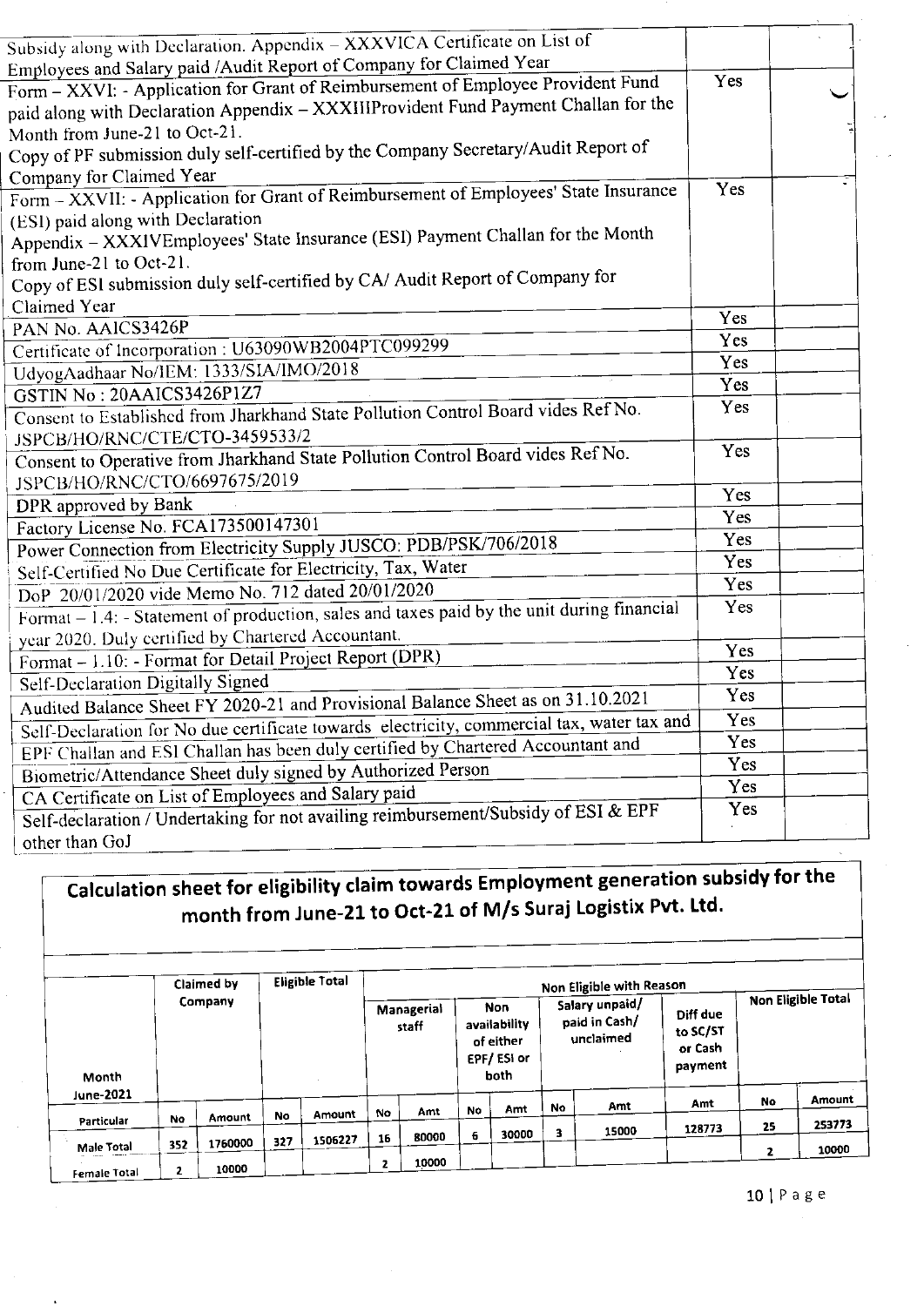| | | |
|---|---|---|
| Subsidy along with Declaration. Appendix – XXXVICA Certificate on List of Employees and Salary paid /Audit Report of Company for Claimed Year | | |
| Form – XXVI: - Application for Grant of Reimbursement of Employee Provident Fund paid along with Declaration Appendix – XXXIIIProvident Fund Payment Challan for the Month from June-21 to Oct-21. Copy of PF submission duly self-certified by the Company Secretary/Audit Report of Company for Claimed Year | Yes | |
| Form – XXVII: - Application for Grant of Reimbursement of Employees' State Insurance (ESI) paid along with Declaration Appendix – XXXIVEmployees' State Insurance (ESI) Payment Challan for the Month from June-21 to Oct-21. Copy of ESI submission duly self-certified by CA/ Audit Report of Company for Claimed Year | Yes | |
| PAN No. AAICS3426P | Yes | |
| Certificate of Incorporation : U63090WB2004PTC099299 | Yes | |
| UdyogAadhaar No/IEM: 1333/SIA/IMO/2018 | Yes | |
| GSTIN No : 20AAICS3426P1Z7 | Yes | |
| Consent to Established from Jharkhand State Pollution Control Board vides Ref No. JSPCB/HO/RNC/CTE/CTO-3459533/2 | Yes | |
| Consent to Operative from Jharkhand State Pollution Control Board vides Ref No. JSPCB/HO/RNC/CTO/6697675/2019 | Yes | |
| DPR approved by Bank | Yes | |
| Factory License No. FCA173500147301 | Yes | |
| Power Connection from Electricity Supply JUSCO: PDB/PSK/706/2018 | Yes | |
| Self-Certified No Due Certificate for Electricity, Tax, Water | Yes | |
| DoP 20/01/2020 vide Memo No. 712 dated 20/01/2020 | Yes | |
| Format – 1.4: - Statement of production, sales and taxes paid by the unit during financial year 2020. Duly certified by Chartered Accountant. | Yes | |
| Format – 1.10: - Format for Detail Project Report (DPR) | Yes | |
| Self-Declaration Digitally Signed | Yes | |
| Audited Balance Sheet FY 2020-21 and Provisional Balance Sheet as on 31.10.2021 | Yes | |
| Self-Declaration for No due certificate towards electricity, commercial tax, water tax and | Yes | |
| EPF Challan and ESI Challan has been duly certified by Chartered Accountant and | Yes | |
| Biometric/Attendance Sheet duly signed by Authorized Person | Yes | |
| CA Certificate on List of Employees and Salary paid | Yes | |
| Self-declaration / Undertaking for not availing reimbursement/Subsidy of ESI & EPF other than GoJ | Yes | |

## Calculation sheet for eligibility claim towards Employment generation subsidy for the month from June-21 to Oct-21 of M/s Suraj Logistix Pvt. Ltd.

| Month June-2021 | Claimed by Company | | Eligible Total | | Non Eligible with Reason | | | | | | | Non Eligible Total | |
|---|---|---|---|---|---|---|---|---|---|---|---|---|---|
| | | | | | Managerial staff | | Non availability of either EPF/ ESI or both | | Salary unpaid/ paid in Cash/ unclaimed | | Diff due to SC/ST or Cash payment | | |
| Particular | No | Amount | No | Amount | No | Amt | No | Amt | No | Amt | Amt | No | Amount |
| Male Total | 352 | 1760000 | 327 | 1506227 | 16 | 80000 | 6 | 30000 | 3 | 15000 | 128773 | 25 | 253773 |
| Female Total | 2 | 10000 | | | 2 | 10000 | | | | | | 2 | 10000 |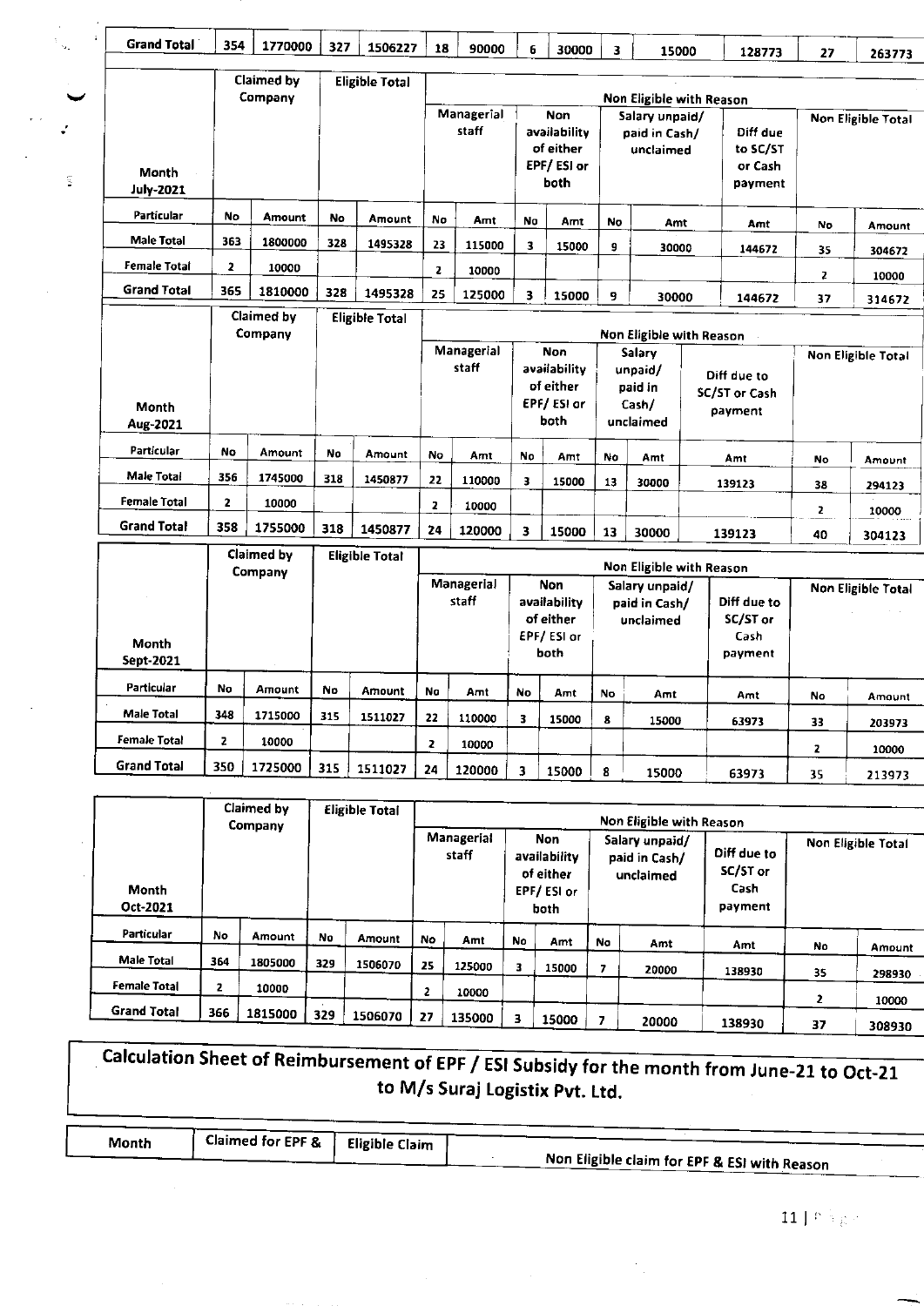| Grand Total | 354 | 1770000 | 327 | 1506227 | 18 | 90000 | 6 | 30000 | 3 | 15000 | 128773 | 27 | 263773 |
|---|---|---|---|---|---|---|---|---|---|---|---|---|---|

| Month July-2021 | Claimed by Company | | Eligible Total | | Non Eligible with Reason | | | | | | | | |
|---|---|---|---|---|---|---|---|---|---|---|---|---|---|
| | | | | | Managerial staff | | Non availability of either EPF/ ESI or both | | Salary unpaid/ paid in Cash/ unclaimed | | Diff due to SC/ST or Cash payment | Non Eligible Total | |
| Particular | No | Amount | No | Amount | No | Amt | No | Amt | No | Amt | Amt | No | Amount |
| Male Total | 363 | 1800000 | 328 | 1495328 | 23 | 115000 | 3 | 15000 | 9 | 30000 | 144672 | 35 | 304672 |
| Female Total | 2 | 10000 | | | 2 | 10000 | | | | | | 2 | 10000 |
| Grand Total | 365 | 1810000 | 328 | 1495328 | 25 | 125000 | 3 | 15000 | 9 | 30000 | 144672 | 37 | 314672 |

| Month Aug-2021 | Claimed by Company | | Eligible Total | | Non Eligible with Reason | | | | | | | | |
|---|---|---|---|---|---|---|---|---|---|---|---|---|---|
| | | | | | Managerial staff | | Non availability of either EPF/ ESI or both | | Salary unpaid/ paid in Cash/ unclaimed | | Diff due to SC/ST or Cash payment | Non Eligible Total | |
| Particular | No | Amount | No | Amount | No | Amt | No | Amt | No | Amt | Amt | No | Amount |
| Male Total | 356 | 1745000 | 318 | 1450877 | 22 | 110000 | 3 | 15000 | 13 | 30000 | 139123 | 38 | 294123 |
| Female Total | 2 | 10000 | | | 2 | 10000 | | | | | | 2 | 10000 |
| Grand Total | 358 | 1755000 | 318 | 1450877 | 24 | 120000 | 3 | 15000 | 13 | 30000 | 139123 | 40 | 304123 |

| Month Sept-2021 | Claimed by Company | | Eligible Total | | Non Eligible with Reason | | | | | | | | |
|---|---|---|---|---|---|---|---|---|---|---|---|---|---|
| | | | | | Managerial staff | | Non availability of either EPF/ ESI or both | | Salary unpaid/ paid in Cash/ unclaimed | | Diff due to SC/ST or Cash payment | Non Eligible Total | |
| Particular | No | Amount | No | Amount | No | Amt | No | Amt | No | Amt | Amt | No | Amount |
| Male Total | 348 | 1715000 | 315 | 1511027 | 22 | 110000 | 3 | 15000 | 8 | 15000 | 63973 | 33 | 203973 |
| Female Total | 2 | 10000 | | | 2 | 10000 | | | | | | 2 | 10000 |
| Grand Total | 350 | 1725000 | 315 | 1511027 | 24 | 120000 | 3 | 15000 | 8 | 15000 | 63973 | 35 | 213973 |

| Month Oct-2021 | Claimed by Company | | Eligible Total | | Non Eligible with Reason | | | | | | | | |
|---|---|---|---|---|---|---|---|---|---|---|---|---|---|
| | | | | | Managerial staff | | Non availability of either EPF/ ESI or both | | Salary unpaid/ paid in Cash/ unclaimed | | Diff due to SC/ST or Cash payment | Non Eligible Total | |
| Particular | No | Amount | No | Amount | No | Amt | No | Amt | No | Amt | Amt | No | Amount |
| Male Total | 364 | 1805000 | 329 | 1506070 | 25 | 125000 | 3 | 15000 | 7 | 20000 | 138930 | 35 | 298930 |
| Female Total | 2 | 10000 | | | 2 | 10000 | | | | | | 2 | 10000 |
| Grand Total | 366 | 1815000 | 329 | 1506070 | 27 | 135000 | 3 | 15000 | 7 | 20000 | 138930 | 37 | 308930 |

## Calculation Sheet of Reimbursement of EPF / ESI Subsidy for the month from June-21 to Oct-21 to M/s Suraj Logistix Pvt. Ltd.

| Month | Claimed for EPF & | Eligible Claim | Non Eligible claim for EPF & ESI with Reason |
|---|---|---|---|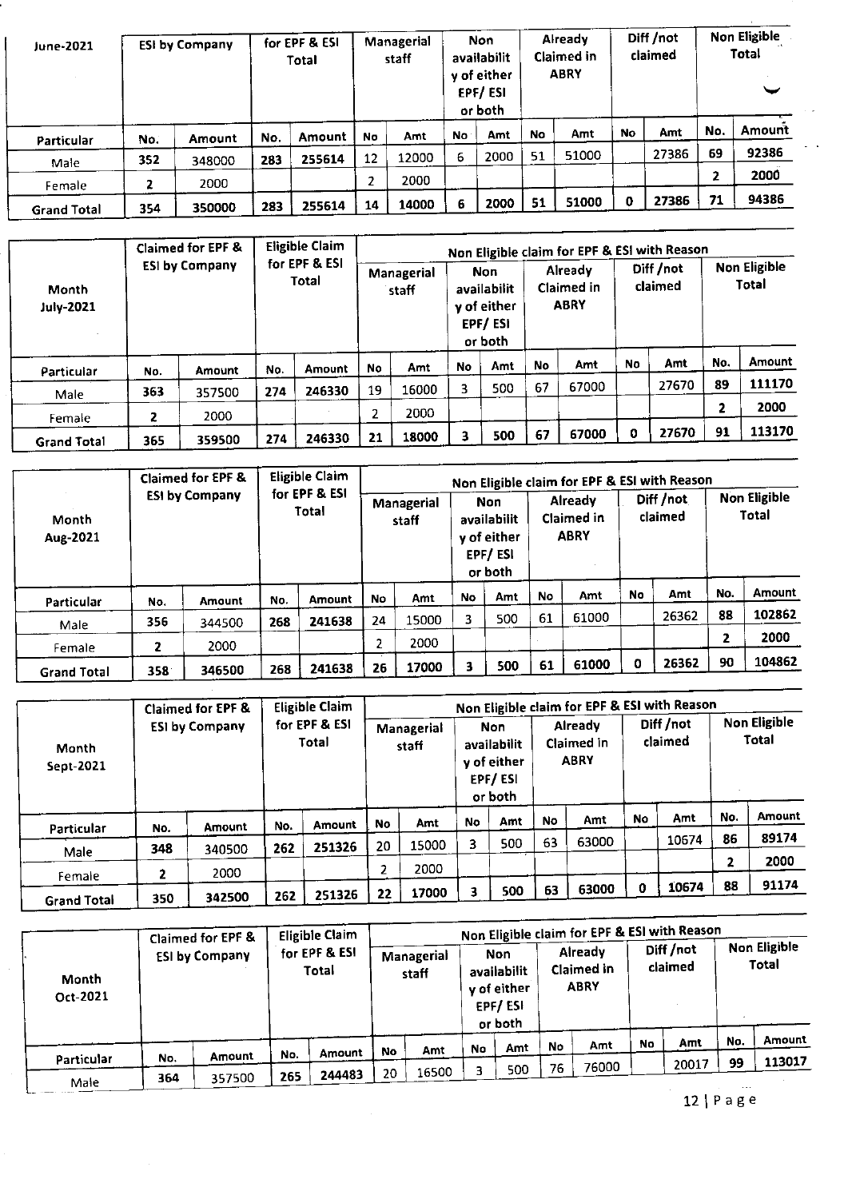| June-2021 | ESI by Company | | for EPF & ESI Total | | Managerial staff | | Non availability of either EPF/ ESI or both | | Already Claimed in ABRY | | Diff /not claimed | | Non Eligible Total | |
|---|---|---|---|---|---|---|---|---|---|---|---|---|---|---|
| Particular | No. | Amount | No. | Amount | No | Amt | No | Amt | No | Amt | No | Amt | No. | Amount |
| Male | 352 | 348000 | 283 | 255614 | 12 | 12000 | 6 | 2000 | 51 | 51000 | | 27386 | 69 | 92386 |
| Female | 2 | 2000 | | | 2 | 2000 | | | | | | | 2 | 2000 |
| Grand Total | 354 | 350000 | 283 | 255614 | 14 | 14000 | 6 | 2000 | 51 | 51000 | 0 | 27386 | 71 | 94386 |

| Month July-2021 | Claimed for EPF & ESI by Company | | Eligible Claim for EPF & ESI Total | | Non Eligible claim for EPF & ESI with Reason | | | | | | | | | |
|---|---|---|---|---|---|---|---|---|---|---|---|---|---|---|
| | | | | | Managerial staff | | Non availability of either EPF/ ESI or both | | Already Claimed in ABRY | | Diff /not claimed | | Non Eligible Total | |
| Particular | No. | Amount | No. | Amount | No | Amt | No | Amt | No | Amt | No | Amt | No. | Amount |
| Male | 363 | 357500 | 274 | 246330 | 19 | 16000 | 3 | 500 | 67 | 67000 | | 27670 | 89 | 111170 |
| Female | 2 | 2000 | | | 2 | 2000 | | | | | | | 2 | 2000 |
| Grand Total | 365 | 359500 | 274 | 246330 | 21 | 18000 | 3 | 500 | 67 | 67000 | 0 | 27670 | 91 | 113170 |

| Month Aug-2021 | Claimed for EPF & ESI by Company | | Eligible Claim for EPF & ESI Total | | Non Eligible claim for EPF & ESI with Reason | | | | | | | | | |
|---|---|---|---|---|---|---|---|---|---|---|---|---|---|---|
| | | | | | Managerial staff | | Non availability of either EPF/ ESI or both | | Already Claimed in ABRY | | Diff /not claimed | | Non Eligible Total | |
| Particular | No. | Amount | No. | Amount | No | Amt | No | Amt | No | Amt | No | Amt | No. | Amount |
| Male | 356 | 344500 | 268 | 241638 | 24 | 15000 | 3 | 500 | 61 | 61000 | | 26362 | 88 | 102862 |
| Female | 2 | 2000 | | | 2 | 2000 | | | | | | | 2 | 2000 |
| Grand Total | 358 | 346500 | 268 | 241638 | 26 | 17000 | 3 | 500 | 61 | 61000 | 0 | 26362 | 90 | 104862 |

| Month Sept-2021 | Claimed for EPF & ESI by Company | | Eligible Claim for EPF & ESI Total | | Non Eligible claim for EPF & ESI with Reason | | | | | | | | | |
|---|---|---|---|---|---|---|---|---|---|---|---|---|---|---|
| | | | | | Managerial staff | | Non availability of either EPF/ ESI or both | | Already Claimed in ABRY | | Diff /not claimed | | Non Eligible Total | |
| Particular | No. | Amount | No. | Amount | No | Amt | No | Amt | No | Amt | No | Amt | No. | Amount |
| Male | 348 | 340500 | 262 | 251326 | 20 | 15000 | 3 | 500 | 63 | 63000 | | 10674 | 86 | 89174 |
| Female | 2 | 2000 | | | 2 | 2000 | | | | | | | 2 | 2000 |
| Grand Total | 350 | 342500 | 262 | 251326 | 22 | 17000 | 3 | 500 | 63 | 63000 | 0 | 10674 | 88 | 91174 |

| Month Oct-2021 | Claimed for EPF & ESI by Company | | Eligible Claim for EPF & ESI Total | | Non Eligible claim for EPF & ESI with Reason | | | | | | | | | |
|---|---|---|---|---|---|---|---|---|---|---|---|---|---|---|
| | | | | | Managerial staff | | Non availability of either EPF/ ESI or both | | Already Claimed in ABRY | | Diff /not claimed | | Non Eligible Total | |
| Particular | No. | Amount | No. | Amount | No | Amt | No | Amt | No | Amt | No | Amt | No. | Amount |
| Male | 364 | 357500 | 265 | 244483 | 20 | 16500 | 3 | 500 | 76 | 76000 | | 20017 | 99 | 113017 |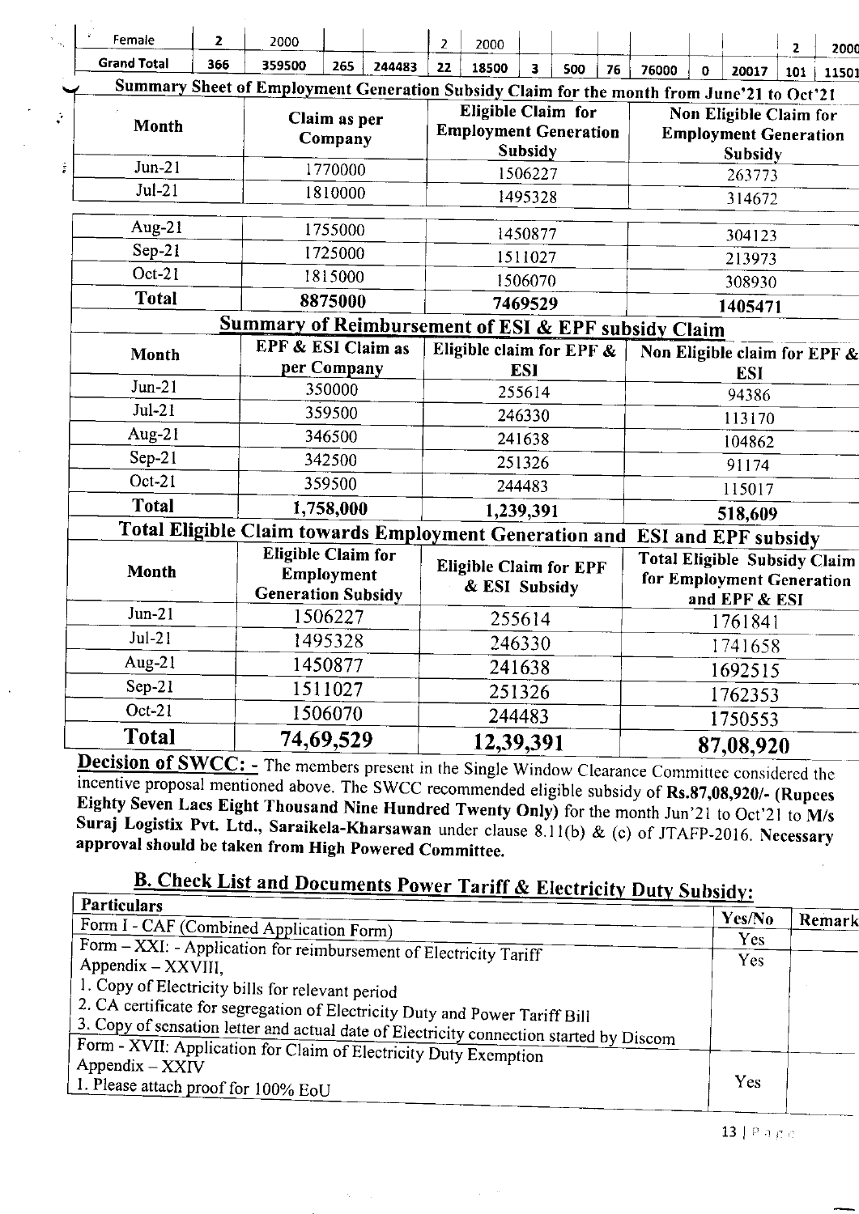| Female | 2 | 2000 | | | 2 | 2000 | | | | | | | 2 | 2000 |
|---|---|---|---|---|---|---|---|---|---|---|---|---|---|---|
| Grand Total | 366 | 359500 | 265 | 244483 | 22 | 18500 | 3 | 500 | 76 | 76000 | 0 | 20017 | 101 | 11501 |

**Summary Sheet of Employment Generation Subsidy Claim for the month from June'21 to Oct'21**

| Month | Claim as per Company | Eligible Claim for Employment Generation Subsidy | Non Eligible Claim for Employment Generation Subsidy |
|---|---|---|---|
| Jun-21 | 1770000 | 1506227 | 263773 |
| Jul-21 | 1810000 | 1495328 | 314672 |
| Aug-21 | 1755000 | 1450877 | 304123 |
| Sep-21 | 1725000 | 1511027 | 213973 |
| Oct-21 | 1815000 | 1506070 | 308930 |
| **Total** | **8875000** | **7469529** | **1405471** |

**Summary of Reimbursement of ESI & EPF subsidy Claim**

| Month | EPF & ESI Claim as per Company | Eligible claim for EPF & ESI | Non Eligible claim for EPF & ESI |
|---|---|---|---|
| Jun-21 | 350000 | 255614 | 94386 |
| Jul-21 | 359500 | 246330 | 113170 |
| Aug-21 | 346500 | 241638 | 104862 |
| Sep-21 | 342500 | 251326 | 91174 |
| Oct-21 | 359500 | 244483 | 115017 |
| **Total** | **1,758,000** | **1,239,391** | **518,609** |

**Total Eligible Claim towards Employment Generation and ESI and EPF subsidy**

| Month | Eligible Claim for Employment Generation Subsidy | Eligible Claim for EPF & ESI Subsidy | Total Eligible Subsidy Claim for Employment Generation and EPF & ESI |
|---|---|---|---|
| Jun-21 | 1506227 | 255614 | 1761841 |
| Jul-21 | 1495328 | 246330 | 1741658 |
| Aug-21 | 1450877 | 241638 | 1692515 |
| Sep-21 | 1511027 | 251326 | 1762353 |
| Oct-21 | 1506070 | 244483 | 1750553 |
| **Total** | **74,69,529** | **12,39,391** | **87,08,920** |

**Decision of SWCC: -** The members present in the Single Window Clearance Committee considered the incentive proposal mentioned above. The SWCC recommended eligible subsidy of **Rs.87,08,920/- (Rupees Eighty Seven Lacs Eight Thousand Nine Hundred Twenty Only)** for the month Jun'21 to Oct'21 to **M/s Suraj Logistix Pvt. Ltd., Saraikela-Kharsawan** under clause 8.11(b) & (c) of JTAFP-2016. **Necessary approval should be taken from High Powered Committee.**

## B. Check List and Documents Power Tariff & Electricity Duty Subsidy:

| Particulars | Yes/No | Remark |
|---|---|---|
| Form I - CAF (Combined Application Form) | Yes | |
| Form – XXI: - Application for reimbursement of Electricity Tariff<br>Appendix – XXVIII,<br>1. Copy of Electricity bills for relevant period<br>2. CA certificate for segregation of Electricity Duty and Power Tariff Bill<br>3. Copy of sensation letter and actual date of Electricity connection started by Discom | Yes | |
| Form - XVII: Application for Claim of Electricity Duty Exemption<br>Appendix – XXIV<br>1. Please attach proof for 100% EoU | Yes | |